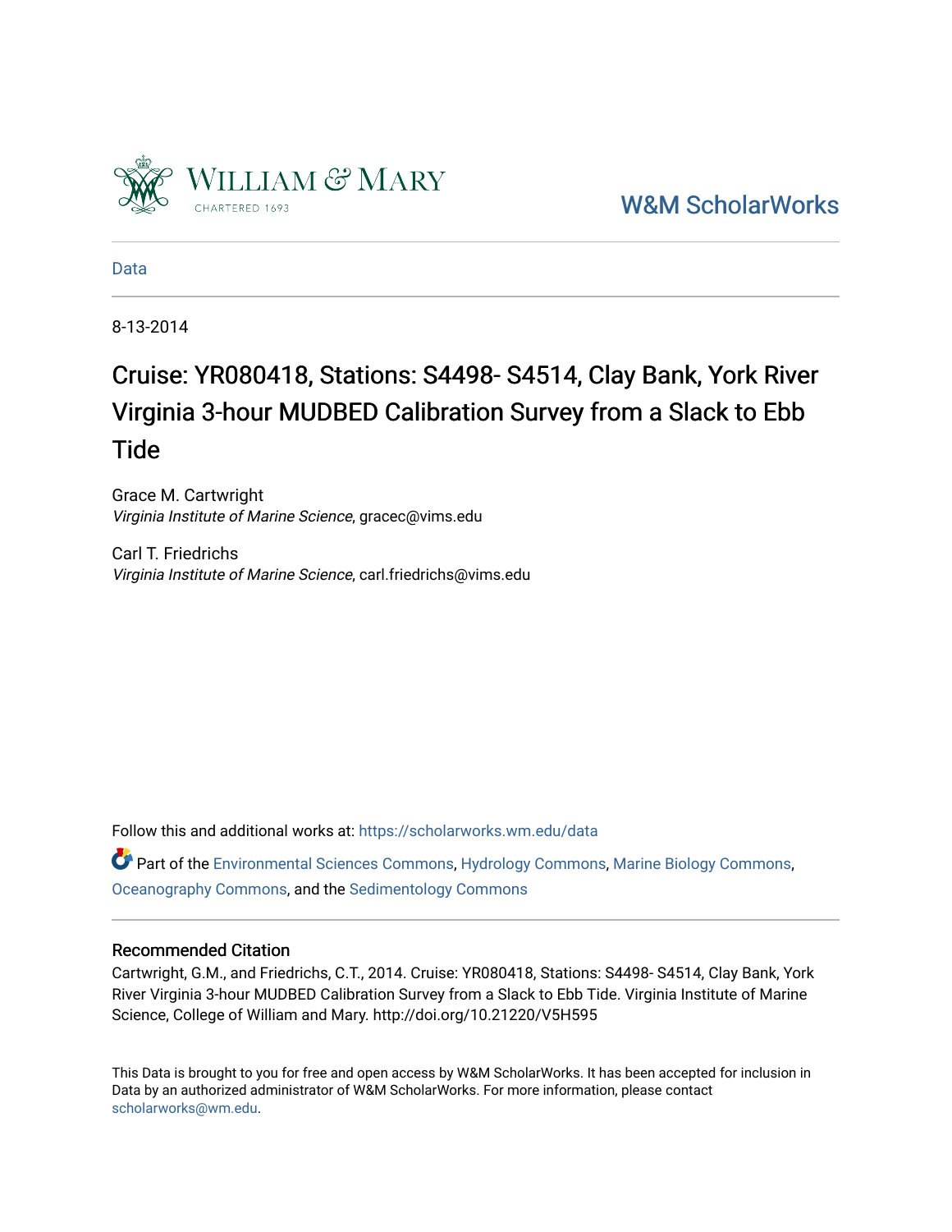William & Mary
CHARTERED 1693

W&M ScholarWorks

Data

8-13-2014

# Cruise: YR080418, Stations: S4498- S4514, Clay Bank, York River Virginia 3-hour MUDBED Calibration Survey from a Slack to Ebb Tide

Grace M. Cartwright
*Virginia Institute of Marine Science*, gracec@vims.edu

Carl T. Friedrichs
*Virginia Institute of Marine Science*, carl.friedrichs@vims.edu

Follow this and additional works at: https://scholarworks.wm.edu/data

Part of the Environmental Sciences Commons, Hydrology Commons, Marine Biology Commons, Oceanography Commons, and the Sedimentology Commons

### Recommended Citation

Cartwright, G.M., and Friedrichs, C.T., 2014. Cruise: YR080418, Stations: S4498- S4514, Clay Bank, York River Virginia 3-hour MUDBED Calibration Survey from a Slack to Ebb Tide. Virginia Institute of Marine Science, College of William and Mary. http://doi.org/10.21220/V5H595

This Data is brought to you for free and open access by W&M ScholarWorks. It has been accepted for inclusion in Data by an authorized administrator of W&M ScholarWorks. For more information, please contact scholarworks@wm.edu.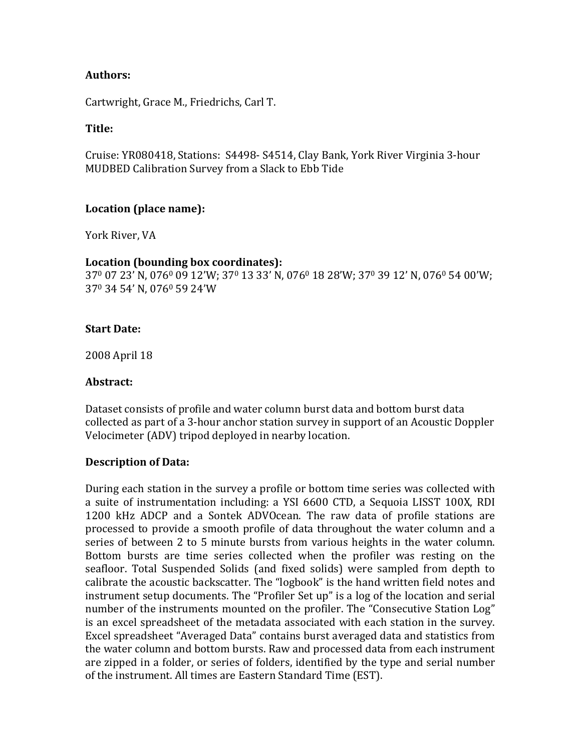**Authors:**

Cartwright, Grace M., Friedrichs, Carl T.

**Title:**

Cruise: YR080418, Stations: S4498- S4514, Clay Bank, York River Virginia 3-hour MUDBED Calibration Survey from a Slack to Ebb Tide

**Location (place name):**

York River, VA

**Location (bounding box coordinates):**
$37^0$ 07 23' N, $076^0$ 09 12'W; $37^0$ 13 33' N, $076^0$ 18 28'W; $37^0$ 39 12' N, $076^0$ 54 00'W; $37^0$ 34 54' N, $076^0$ 59 24'W

**Start Date:**

2008 April 18

**Abstract:**

Dataset consists of profile and water column burst data and bottom burst data collected as part of a 3-hour anchor station survey in support of an Acoustic Doppler Velocimeter (ADV) tripod deployed in nearby location.

**Description of Data:**

During each station in the survey a profile or bottom time series was collected with a suite of instrumentation including: a YSI 6600 CTD, a Sequoia LISST 100X, RDI 1200 kHz ADCP and a Sontek ADVOcean. The raw data of profile stations are processed to provide a smooth profile of data throughout the water column and a series of between 2 to 5 minute bursts from various heights in the water column. Bottom bursts are time series collected when the profiler was resting on the seafloor. Total Suspended Solids (and fixed solids) were sampled from depth to calibrate the acoustic backscatter. The "logbook" is the hand written field notes and instrument setup documents. The "Profiler Set up" is a log of the location and serial number of the instruments mounted on the profiler. The "Consecutive Station Log" is an excel spreadsheet of the metadata associated with each station in the survey. Excel spreadsheet "Averaged Data" contains burst averaged data and statistics from the water column and bottom bursts. Raw and processed data from each instrument are zipped in a folder, or series of folders, identified by the type and serial number of the instrument. All times are Eastern Standard Time (EST).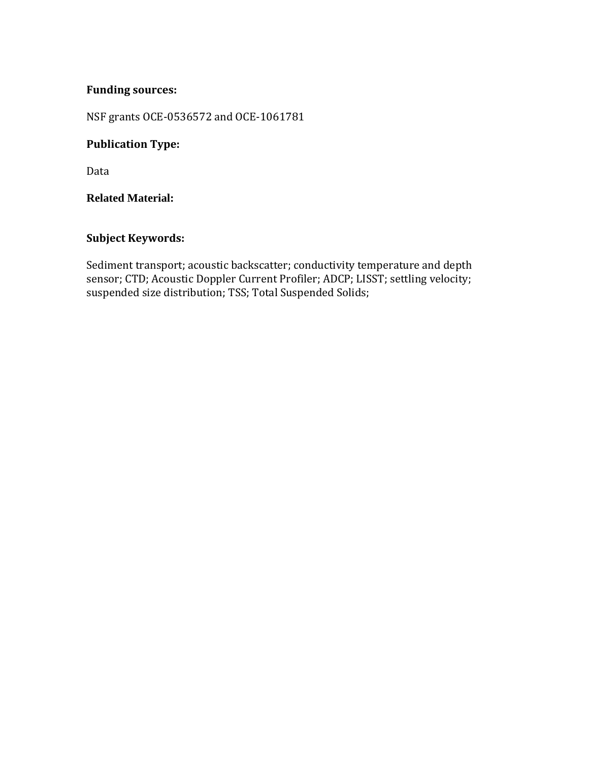**Funding sources:**

NSF grants OCE-0536572 and OCE-1061781

**Publication Type:**

Data

**Related Material:**

**Subject Keywords:**

Sediment transport; acoustic backscatter; conductivity temperature and depth sensor; CTD; Acoustic Doppler Current Profiler; ADCP; LISST; settling velocity; suspended size distribution; TSS; Total Suspended Solids;